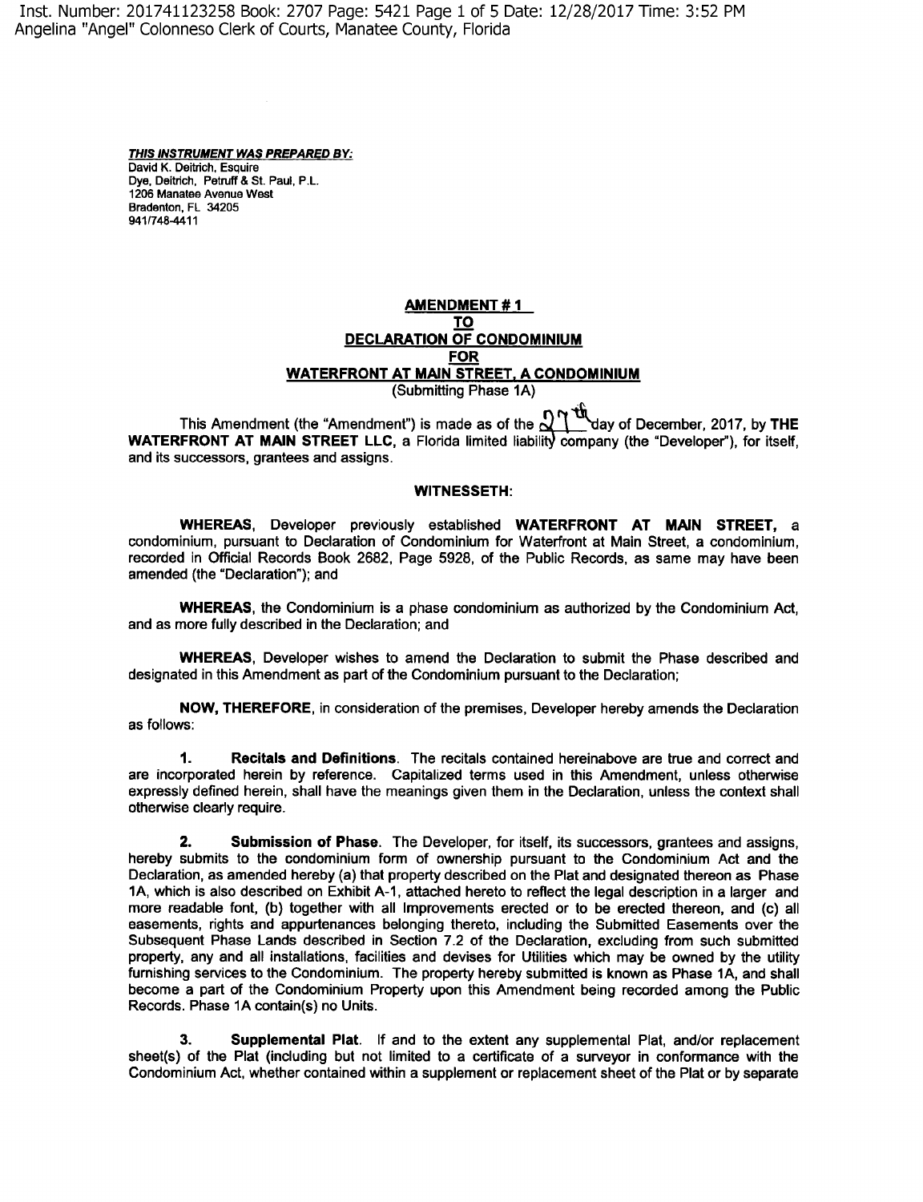Inst. Number: 201741123258 Book: 2707 Page: 5421 Page 1 of 5 Date: 12/28/2017 Time: 3:52 PM
Angelina "Angel" Colonneso Clerk of Courts, Manatee County, Florida

***THIS INSTRUMENT WAS PREPARED BY:***
David K. Deitrich, Esquire
Dye, Deitrich, Petruff & St. Paul, P.L.
1206 Manatee Avenue West
Bradenton, FL 34205
941/748-4411

**AMENDMENT # 1**
**TO**
**DECLARATION OF CONDOMINIUM**
**FOR**
**WATERFRONT AT MAIN STREET, A CONDOMINIUM**
(Submitting Phase 1A)

This Amendment (the "Amendment") is made as of the 27th day of December, 2017, by **THE WATERFRONT AT MAIN STREET LLC**, a Florida limited liability company (the "Developer"), for itself, and its successors, grantees and assigns.

**WITNESSETH:**

**WHEREAS**, Developer previously established **WATERFRONT AT MAIN STREET,** a condominium, pursuant to Declaration of Condominium for Waterfront at Main Street, a condominium, recorded in Official Records Book 2682, Page 5928, of the Public Records, as same may have been amended (the "Declaration"); and

**WHEREAS**, the Condominium is a phase condominium as authorized by the Condominium Act, and as more fully described in the Declaration; and

**WHEREAS**, Developer wishes to amend the Declaration to submit the Phase described and designated in this Amendment as part of the Condominium pursuant to the Declaration;

**NOW, THEREFORE**, in consideration of the premises, Developer hereby amends the Declaration as follows:

**1. Recitals and Definitions**. The recitals contained hereinabove are true and correct and are incorporated herein by reference. Capitalized terms used in this Amendment, unless otherwise expressly defined herein, shall have the meanings given them in the Declaration, unless the context shall otherwise clearly require.

**2. Submission of Phase**. The Developer, for itself, its successors, grantees and assigns, hereby submits to the condominium form of ownership pursuant to the Condominium Act and the Declaration, as amended hereby (a) that property described on the Plat and designated thereon as Phase 1A, which is also described on Exhibit A-1, attached hereto to reflect the legal description in a larger and more readable font, (b) together with all Improvements erected or to be erected thereon, and (c) all easements, rights and appurtenances belonging thereto, including the Submitted Easements over the Subsequent Phase Lands described in Section 7.2 of the Declaration, excluding from such submitted property, any and all installations, facilities and devises for Utilities which may be owned by the utility furnishing services to the Condominium. The property hereby submitted is known as Phase 1A, and shall become a part of the Condominium Property upon this Amendment being recorded among the Public Records. Phase 1A contain(s) no Units.

**3. Supplemental Plat**. If and to the extent any supplemental Plat, and/or replacement sheet(s) of the Plat (including but not limited to a certificate of a surveyor in conformance with the Condominium Act, whether contained within a supplement or replacement sheet of the Plat or by separate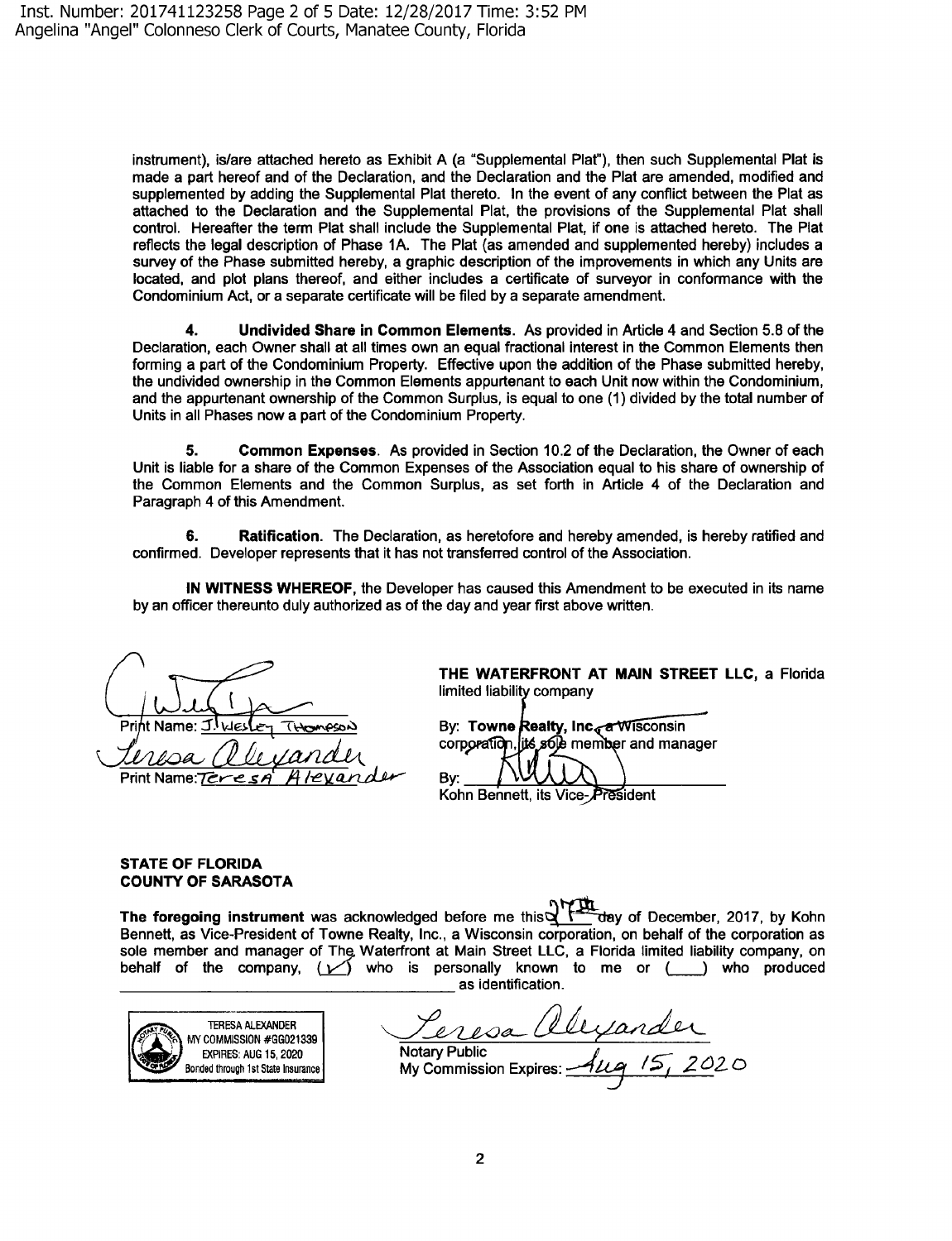Inst. Number: 201741123258 Page 2 of 5 Date: 12/28/2017 Time: 3:52 PM
Angelina "Angel" Colonneso Clerk of Courts, Manatee County, Florida

instrument), is/are attached hereto as Exhibit A (a "Supplemental Plat"), then such Supplemental Plat is made a part hereof and of the Declaration, and the Declaration and the Plat are amended, modified and supplemented by adding the Supplemental Plat thereto. In the event of any conflict between the Plat as attached to the Declaration and the Supplemental Plat, the provisions of the Supplemental Plat shall control. Hereafter the term Plat shall include the Supplemental Plat, if one is attached hereto. The Plat reflects the legal description of Phase 1A. The Plat (as amended and supplemented hereby) includes a survey of the Phase submitted hereby, a graphic description of the improvements in which any Units are located, and plot plans thereof, and either includes a certificate of surveyor in conformance with the Condominium Act, or a separate certificate will be filed by a separate amendment.

**4. Undivided Share in Common Elements**. As provided in Article 4 and Section 5.8 of the Declaration, each Owner shall at all times own an equal fractional interest in the Common Elements then forming a part of the Condominium Property. Effective upon the addition of the Phase submitted hereby, the undivided ownership in the Common Elements appurtenant to each Unit now within the Condominium, and the appurtenant ownership of the Common Surplus, is equal to one (1) divided by the total number of Units in all Phases now a part of the Condominium Property.

**5. Common Expenses**. As provided in Section 10.2 of the Declaration, the Owner of each Unit is liable for a share of the Common Expenses of the Association equal to his share of ownership of the Common Elements and the Common Surplus, as set forth in Article 4 of the Declaration and Paragraph 4 of this Amendment.

**6. Ratification**. The Declaration, as heretofore and hereby amended, is hereby ratified and confirmed. Developer represents that it has not transferred control of the Association.

**IN WITNESS WHEREOF**, the Developer has caused this Amendment to be executed in its name by an officer thereunto duly authorized as of the day and year first above written.

Print Name: J. Wesley Thompson

Print Name: Teresa Alexander

**THE WATERFRONT AT MAIN STREET LLC**, a Florida limited liability company

By: **Towne Realty, Inc.**, a Wisconsin corporation, its sole member and manager

By: ______________________
Kohn Bennett, its Vice-President

**STATE OF FLORIDA**
**COUNTY OF SARASOTA**

**The foregoing instrument** was acknowledged before me this 27th day of December, 2017, by Kohn Bennett, as Vice-President of Towne Realty, Inc., a Wisconsin corporation, on behalf of the corporation as sole member and manager of The Waterfront at Main Street LLC, a Florida limited liability company, on behalf of the company, ( ✓ ) who is personally known to me or ( ) who produced ______________________ as identification.

TERESA ALEXANDER
MY COMMISSION #GG021339
EXPIRES: AUG 15, 2020
Bonded through 1st State Insurance

Teresa Alexander
Notary Public
My Commission Expires: Aug 15, 2020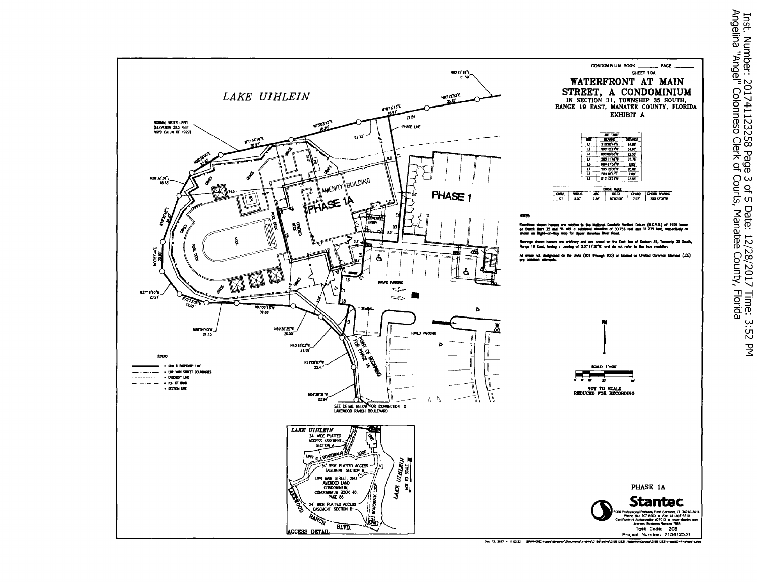Inst. Number: 201741122258 Page 3 of 5 Date: 12/28/2017 Time: 3:52 PM
Angelina "Angel" Colonneso Clerk of Courts, Manatee County, Florida

CONDOMINIUM BOOK ______ PAGE ______

SHEET 10A

# WATERFRONT AT MAIN STREET, A CONDOMINIUM

IN SECTION 31, TOWNSHIP 35 SOUTH, RANGE 19 EAST, MANATEE COUNTY, FLORIDA

**EXHIBIT A**

| LINE TABLE | | |
|---|---|---|
| LINE | BEARING | DISTANCE |
| L1 | S10°26'44"E | 54.88' |
| L2 | S06°12'37"W | 34.97' |
| L3 | N85°06'03"W | 22.50' |
| L4 | S05°11'48"W | 21.75' |
| L5 | N84°47'34"W | 8.85' |
| L6 | S05°12'08"W | 20.06' |
| L7 | S84°48'13"E | 7.00' |
| L8 | S12°13'21"W | 23.55' |

| CURVE TABLE | | | | | |
|---|---|---|---|---|---|
| CURVE | RADIUS | ARC | DELTA | CHORD | CHORD BEARING |
| C1 | 5.00' | 7.85' | 90°00'00" | 7.07' | S50°12'06"W |

NOTES:

Elevations shown hereon are relative to the National Geodetic Vertical Datum (N.G.V.D.) of 1929 based on Bench Mark 35 and 36 with a published elevation of 30.753 feet and 31.275 feet, respectively as shown on Right-of-Way map for Upper Manatee River Road.

Bearings shown hereon are arbitrary and are based on the East line of Section 31, Township 35 South, Range 19 East, having a bearing of S.01°11'37"W. and do not refer to the true meridian.

All areas not designated as the Units (201 through 603) or labeled as Limited Common Element (LCE) are common elements.

LAKE UIHLEIN

NORMAL WATER LEVEL (ELEVATION 20.5 FEET NGVD DATUM OF 1929)

N80°27'18"E 21.59'

N80°12'53"E 35.87'

N78°16'16"E 48.87'

N75°03'13"E 48.70'

N77°34'19"E 50.87'

N56°36'05"E 23.63'

N28°32'34"E 18.68'

N19°33'38"E 14.37'

N07°57'44"E 20.80'

N37°18'10"W 20.21'

N72°23'05"W 18.92'

N87°00'43"W 39.88'

N89°04'40"W 21.15'

N69°36'35"W 20.55'

N45°18'03"W 21.39'

N21°09'57"W 22.47'

N04°36'01"W 22.94'

PHASE LINE

AMENITY BUILDING

PHASE 1A

PHASE 1

POOL, POOL DECK, SPA, GRASS, CONCRETE DECK, COVERED ENTRY

PAVED PARKING

SEAWALL

POINT OF BEGINNING FOR PHASE 1A

SEE DETAIL BELOW FOR CONNECTION TO LAKEWOOD RANCH BOULEVARD

LEGEND

- UNIT 5 BOUNDARY LINE
- LWR MAIN STREET BOUNDARIES
- EASEMENT LINE
- TOP OF BANK
- SECTION LINE

SCALE: 1"=20'

NOT TO SCALE
REDUCED FOR RECORDING

ACCESS DETAIL

LAKE UIHLEIN

24' WIDE PLATTED ACCESS EASEMENT SECTION A

UNIT 6, BOARDWALK LOOP

24' WIDE PLATTED ACCESS EASEMENT, SECTION B

LWR MAIN STREET, 2ND AMENDED LAND CONDOMINIUM, CONDOMINIUM BOOK 40, PAGE 85

24' WIDE PLATTED ACCESS EASEMENT, SECTION B

BOARDWALK LOOP

LAKEWOOD RANCH BLVD.

NOT TO SCALE

PHASE 1A

Stantec

6900 Professional Parkway East, Sarasota, FL 34240-8414
Phone 941-907-6900 • Fax 941-907-6910
Certificate of Authorization #27013 • www.stantec.com
Licensed Business Number 7866
Task Code: 208
Project Number: 215612531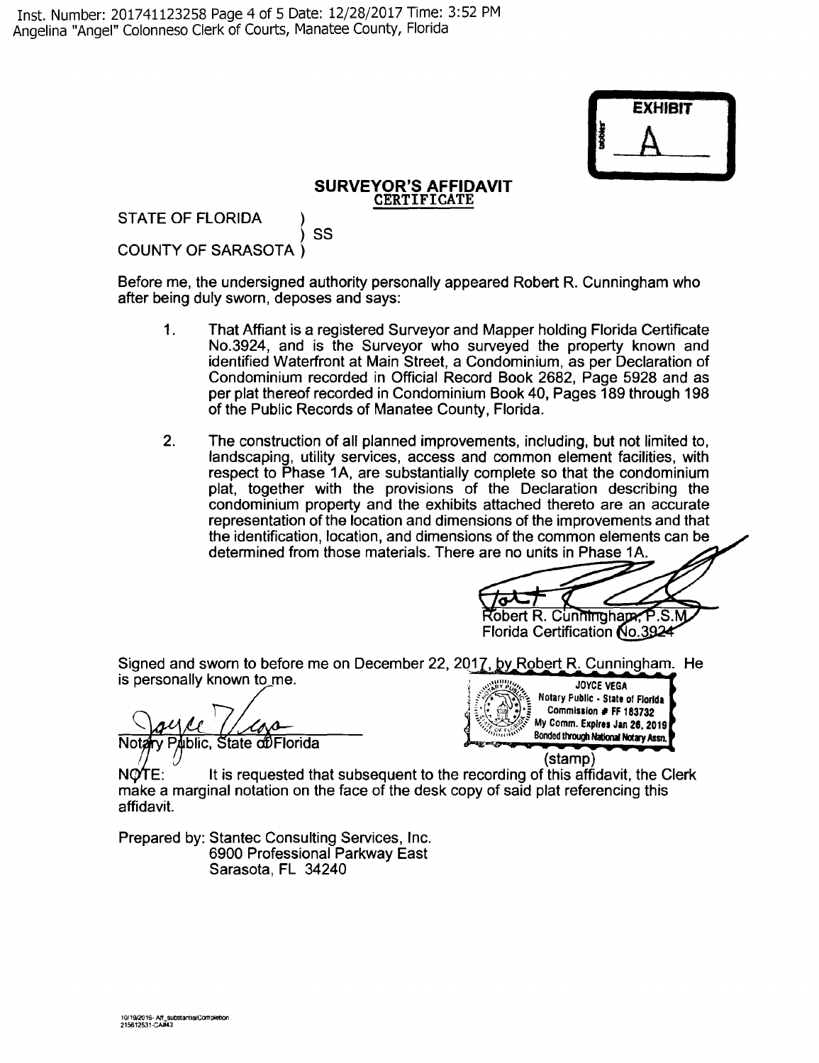**EXHIBIT A**

## SURVEYOR'S AFFIDAVIT
CERTIFICATE

STATE OF FLORIDA )
) SS
COUNTY OF SARASOTA )

Before me, the undersigned authority personally appeared Robert R. Cunningham who after being duly sworn, deposes and says:

1. That Affiant is a registered Surveyor and Mapper holding Florida Certificate No.3924, and is the Surveyor who surveyed the property known and identified Waterfront at Main Street, a Condominium, as per Declaration of Condominium recorded in Official Record Book 2682, Page 5928 and as per plat thereof recorded in Condominium Book 40, Pages 189 through 198 of the Public Records of Manatee County, Florida.

2. The construction of all planned improvements, including, but not limited to, landscaping, utility services, access and common element facilities, with respect to Phase 1A, are substantially complete so that the condominium plat, together with the provisions of the Declaration describing the condominium property and the exhibits attached thereto are an accurate representation of the location and dimensions of the improvements and that the identification, location, and dimensions of the common elements can be determined from those materials. There are no units in Phase 1A.

Robert R. Cunningham, P.S.M.
Florida Certification No.3924

Signed and sworn to before me on December 22, 2017, by Robert R. Cunningham. He is personally known to me.

Notary Public, State of Florida

JOYCE VEGA
Notary Public - State of Florida
Commission # FF 183732
My Comm. Expires Jan 26, 2019
Bonded through National Notary Assn.
(stamp)

NOTE: It is requested that subsequent to the recording of this affidavit, the Clerk make a marginal notation on the face of the desk copy of said plat referencing this affidavit.

Prepared by: Stantec Consulting Services, Inc.
6900 Professional Parkway East
Sarasota, FL 34240

10/19/2016- Aff_substantialCompletion
215612531-CA#43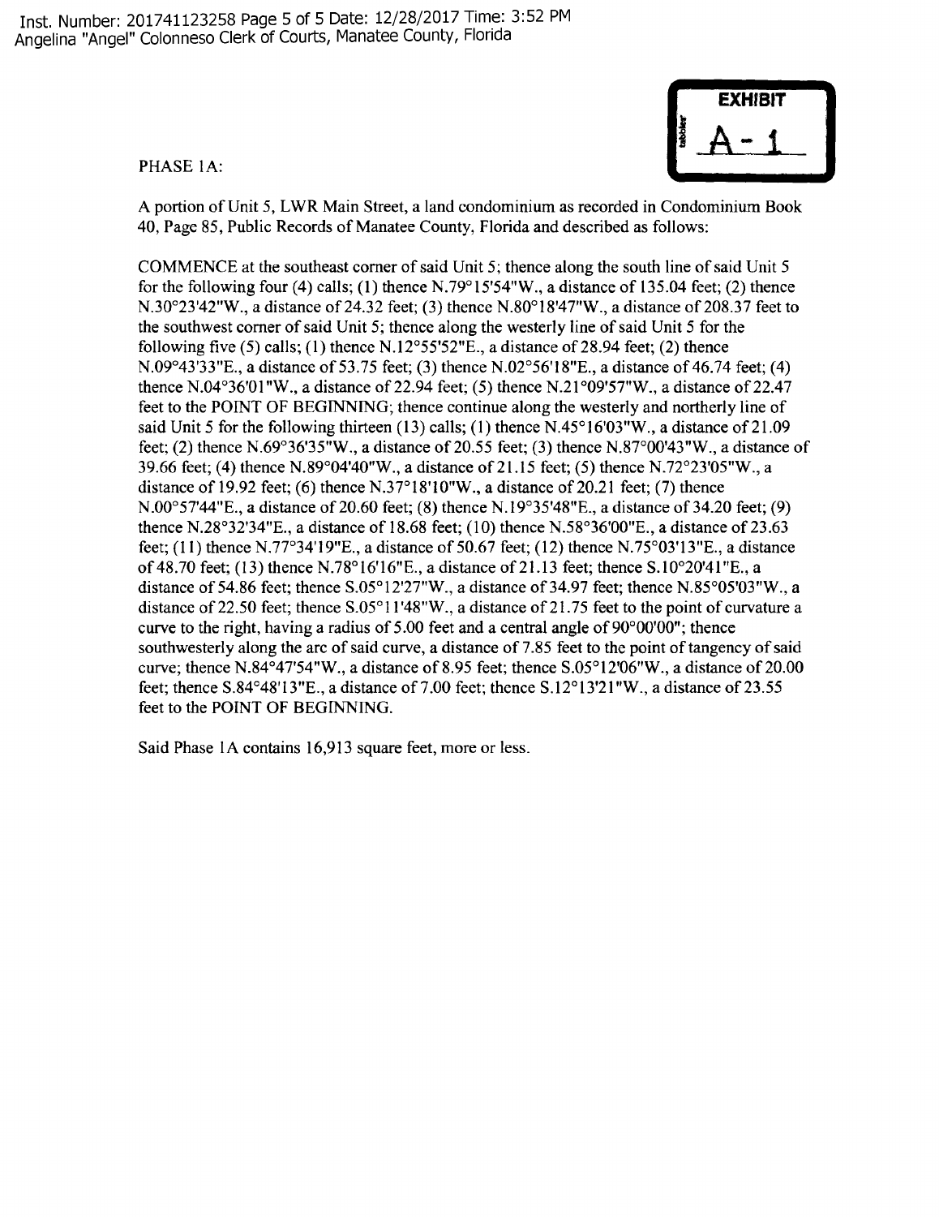EXHIBIT

A-1

PHASE 1A:

A portion of Unit 5, LWR Main Street, a land condominium as recorded in Condominium Book 40, Page 85, Public Records of Manatee County, Florida and described as follows:

COMMENCE at the southeast corner of said Unit 5; thence along the south line of said Unit 5 for the following four (4) calls; (1) thence N.79°15'54"W., a distance of 135.04 feet; (2) thence N.30°23'42"W., a distance of 24.32 feet; (3) thence N.80°18'47"W., a distance of 208.37 feet to the southwest corner of said Unit 5; thence along the westerly line of said Unit 5 for the following five (5) calls; (1) thence N.12°55'52"E., a distance of 28.94 feet; (2) thence N.09°43'33"E., a distance of 53.75 feet; (3) thence N.02°56'18"E., a distance of 46.74 feet; (4) thence N.04°36'01"W., a distance of 22.94 feet; (5) thence N.21°09'57"W., a distance of 22.47 feet to the POINT OF BEGINNING; thence continue along the westerly and northerly line of said Unit 5 for the following thirteen (13) calls; (1) thence N.45°16'03"W., a distance of 21.09 feet; (2) thence N.69°36'35"W., a distance of 20.55 feet; (3) thence N.87°00'43"W., a distance of 39.66 feet; (4) thence N.89°04'40"W., a distance of 21.15 feet; (5) thence N.72°23'05"W., a distance of 19.92 feet; (6) thence N.37°18'10"W., a distance of 20.21 feet; (7) thence N.00°57'44"E., a distance of 20.60 feet; (8) thence N.19°35'48"E., a distance of 34.20 feet; (9) thence N.28°32'34"E., a distance of 18.68 feet; (10) thence N.58°36'00"E., a distance of 23.63 feet; (11) thence N.77°34'19"E., a distance of 50.67 feet; (12) thence N.75°03'13"E., a distance of 48.70 feet; (13) thence N.78°16'16"E., a distance of 21.13 feet; thence S.10°20'41"E., a distance of 54.86 feet; thence S.05°12'27"W., a distance of 34.97 feet; thence N.85°05'03"W., a distance of 22.50 feet; thence S.05°11'48"W., a distance of 21.75 feet to the point of curvature a curve to the right, having a radius of 5.00 feet and a central angle of 90°00'00"; thence southwesterly along the arc of said curve, a distance of 7.85 feet to the point of tangency of said curve; thence N.84°47'54"W., a distance of 8.95 feet; thence S.05°12'06"W., a distance of 20.00 feet; thence S.84°48'13"E., a distance of 7.00 feet; thence S.12°13'21"W., a distance of 23.55 feet to the POINT OF BEGINNING.

Said Phase 1A contains 16,913 square feet, more or less.